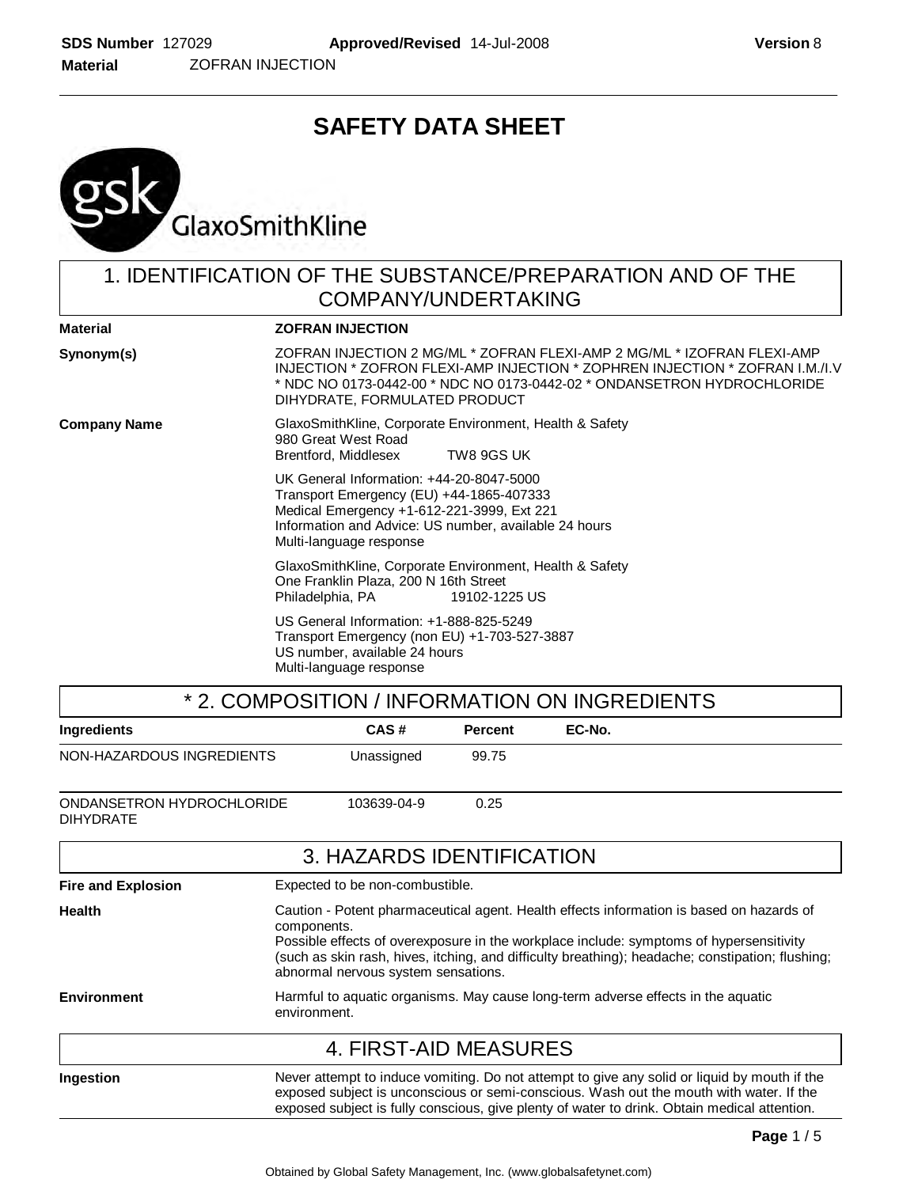# SAFETY DATA SHEET

## 1. IDENTIFICATION OF THE SUBSTANCE/PREPARATION AND OF THE COMPANY/UNDERTAKING

**Material** — **ZOFRAN INJECTION**

**Synonym(s)** — ZOFRAN INJECTION 2 MG/ML * ZOFRAN FLEXI-AMP 2 MG/ML * IZOFRAN FLEXI-AMP INJECTION * ZOFRON FLEXI-AMP INJECTION * ZOPHREN INJECTION * ZOFRAN I.M./I.V * NDC NO 0173-0442-00 * NDC NO 0173-0442-02 * ONDANSETRON HYDROCHLORIDE DIHYDRATE, FORMULATED PRODUCT

**Company Name** — GlaxoSmithKline, Corporate Environment, Health & Safety
980 Great West Road
Brentford, Middlesex TW8 9GS UK

UK General Information: +44-20-8047-5000
Transport Emergency (EU) +44-1865-407333
Medical Emergency +1-612-221-3999, Ext 221
Information and Advice: US number, available 24 hours
Multi-language response

GlaxoSmithKline, Corporate Environment, Health & Safety
One Franklin Plaza, 200 N 16th Street
Philadelphia, PA 19102-1225 US

US General Information: +1-888-825-5249
Transport Emergency (non EU) +1-703-527-3887
US number, available 24 hours
Multi-language response

## * 2. COMPOSITION / INFORMATION ON INGREDIENTS

| Ingredients | CAS # | Percent | EC-No. |
|---|---|---|---|
| NON-HAZARDOUS INGREDIENTS | Unassigned | 99.75 | |
| ONDANSETRON HYDROCHLORIDE DIHYDRATE | 103639-04-9 | 0.25 | |

## 3. HAZARDS IDENTIFICATION

**Fire and Explosion** — Expected to be non-combustible.

**Health** — Caution - Potent pharmaceutical agent. Health effects information is based on hazards of components.
Possible effects of overexposure in the workplace include: symptoms of hypersensitivity (such as skin rash, hives, itching, and difficulty breathing); headache; constipation; flushing; abnormal nervous system sensations.

**Environment** — Harmful to aquatic organisms. May cause long-term adverse effects in the aquatic environment.

## 4. FIRST-AID MEASURES

**Ingestion** — Never attempt to induce vomiting. Do not attempt to give any solid or liquid by mouth if the exposed subject is unconscious or semi-conscious. Wash out the mouth with water. If the exposed subject is fully conscious, give plenty of water to drink. Obtain medical attention.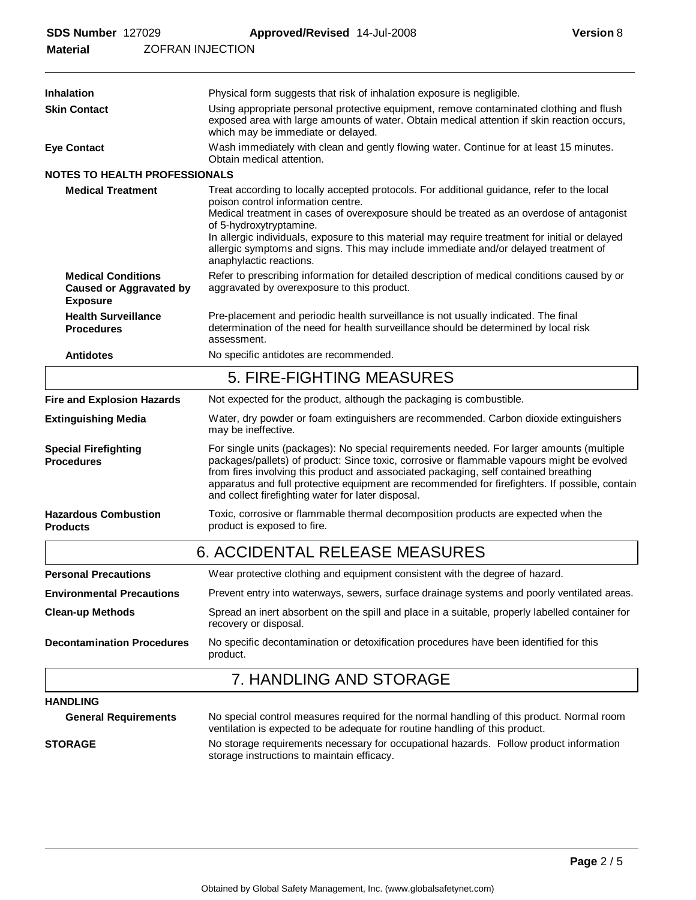**Inhalation**: Physical form suggests that risk of inhalation exposure is negligible.

**Skin Contact**: Using appropriate personal protective equipment, remove contaminated clothing and flush exposed area with large amounts of water. Obtain medical attention if skin reaction occurs, which may be immediate or delayed.

**Eye Contact**: Wash immediately with clean and gently flowing water. Continue for at least 15 minutes. Obtain medical attention.

**NOTES TO HEALTH PROFESSIONALS**

**Medical Treatment**: Treat according to locally accepted protocols. For additional guidance, refer to the local poison control information centre.
Medical treatment in cases of overexposure should be treated as an overdose of antagonist of 5-hydroxytryptamine.
In allergic individuals, exposure to this material may require treatment for initial or delayed allergic symptoms and signs. This may include immediate and/or delayed treatment of anaphylactic reactions.

**Medical Conditions Caused or Aggravated by Exposure**: Refer to prescribing information for detailed description of medical conditions caused by or aggravated by overexposure to this product.

**Health Surveillance Procedures**: Pre-placement and periodic health surveillance is not usually indicated. The final determination of the need for health surveillance should be determined by local risk assessment.

**Antidotes**: No specific antidotes are recommended.

## 5. FIRE-FIGHTING MEASURES

**Fire and Explosion Hazards**: Not expected for the product, although the packaging is combustible.

**Extinguishing Media**: Water, dry powder or foam extinguishers are recommended. Carbon dioxide extinguishers may be ineffective.

**Special Firefighting Procedures**: For single units (packages): No special requirements needed. For larger amounts (multiple packages/pallets) of product: Since toxic, corrosive or flammable vapours might be evolved from fires involving this product and associated packaging, self contained breathing apparatus and full protective equipment are recommended for firefighters. If possible, contain and collect firefighting water for later disposal.

**Hazardous Combustion Products**: Toxic, corrosive or flammable thermal decomposition products are expected when the product is exposed to fire.

## 6. ACCIDENTAL RELEASE MEASURES

**Personal Precautions**: Wear protective clothing and equipment consistent with the degree of hazard.

**Environmental Precautions**: Prevent entry into waterways, sewers, surface drainage systems and poorly ventilated areas.

**Clean-up Methods**: Spread an inert absorbent on the spill and place in a suitable, properly labelled container for recovery or disposal.

**Decontamination Procedures**: No specific decontamination or detoxification procedures have been identified for this product.

## 7. HANDLING AND STORAGE

**HANDLING**

**General Requirements**: No special control measures required for the normal handling of this product. Normal room ventilation is expected to be adequate for routine handling of this product.

**STORAGE**: No storage requirements necessary for occupational hazards. Follow product information storage instructions to maintain efficacy.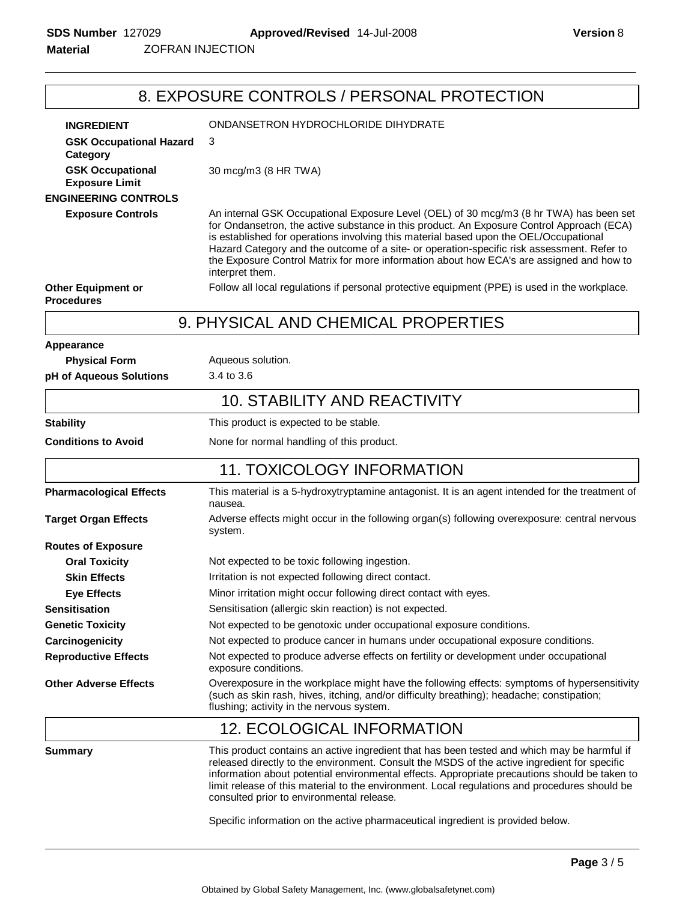## 8. EXPOSURE CONTROLS / PERSONAL PROTECTION

| | |
|---|---|
| **INGREDIENT** | ONDANSETRON HYDROCHLORIDE DIHYDRATE |
| **GSK Occupational Hazard Category** | 3 |
| **GSK Occupational Exposure Limit** | 30 mcg/m3 (8 HR TWA) |

**ENGINEERING CONTROLS**

**Exposure Controls**
An internal GSK Occupational Exposure Level (OEL) of 30 mcg/m3 (8 hr TWA) has been set for Ondansetron, the active substance in this product. An Exposure Control Approach (ECA) is established for operations involving this material based upon the OEL/Occupational Hazard Category and the outcome of a site- or operation-specific risk assessment. Refer to the Exposure Control Matrix for more information about how ECA's are assigned and how to interpret them.

**Other Equipment or Procedures**
Follow all local regulations if personal protective equipment (PPE) is used in the workplace.

## 9. PHYSICAL AND CHEMICAL PROPERTIES

**Appearance**

| | |
|---|---|
| **Physical Form** | Aqueous solution. |
| **pH of Aqueous Solutions** | 3.4 to 3.6 |

## 10. STABILITY AND REACTIVITY

| | |
|---|---|
| **Stability** | This product is expected to be stable. |
| **Conditions to Avoid** | None for normal handling of this product. |

## 11. TOXICOLOGY INFORMATION

| | |
|---|---|
| **Pharmacological Effects** | This material is a 5-hydroxytryptamine antagonist. It is an agent intended for the treatment of nausea. |
| **Target Organ Effects** | Adverse effects might occur in the following organ(s) following overexposure: central nervous system. |
| **Routes of Exposure** | |
| **Oral Toxicity** | Not expected to be toxic following ingestion. |
| **Skin Effects** | Irritation is not expected following direct contact. |
| **Eye Effects** | Minor irritation might occur following direct contact with eyes. |
| **Sensitisation** | Sensitisation (allergic skin reaction) is not expected. |
| **Genetic Toxicity** | Not expected to be genotoxic under occupational exposure conditions. |
| **Carcinogenicity** | Not expected to produce cancer in humans under occupational exposure conditions. |
| **Reproductive Effects** | Not expected to produce adverse effects on fertility or development under occupational exposure conditions. |
| **Other Adverse Effects** | Overexposure in the workplace might have the following effects: symptoms of hypersensitivity (such as skin rash, hives, itching, and/or difficulty breathing); headache; constipation; flushing; activity in the nervous system. |

## 12. ECOLOGICAL INFORMATION

**Summary**
This product contains an active ingredient that has been tested and which may be harmful if released directly to the environment. Consult the MSDS of the active ingredient for specific information about potential environmental effects. Appropriate precautions should be taken to limit release of this material to the environment. Local regulations and procedures should be consulted prior to environmental release.

Specific information on the active pharmaceutical ingredient is provided below.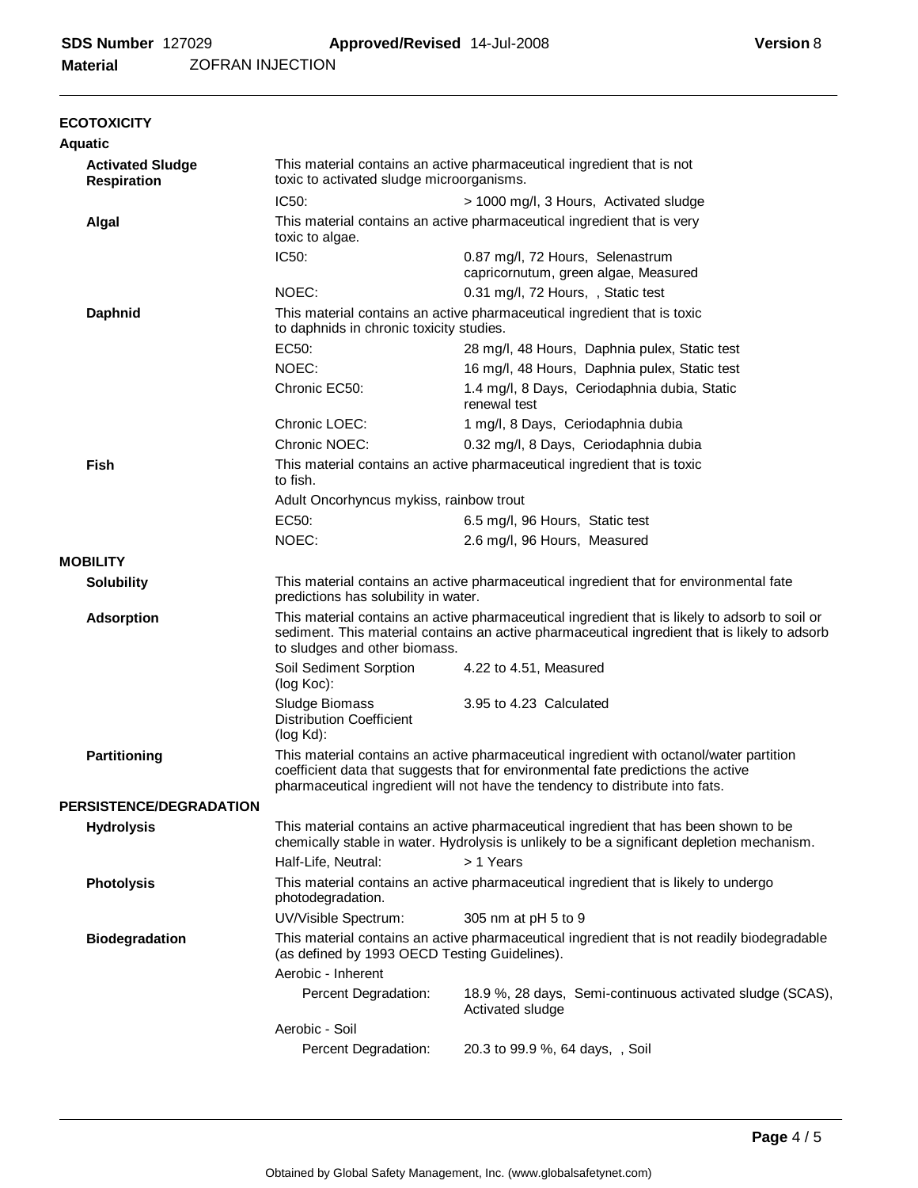## ECOTOXICITY

### Aquatic

**Activated Sludge Respiration**

This material contains an active pharmaceutical ingredient that is not toxic to activated sludge microorganisms.

| | |
|---|---|
| IC50: | > 1000 mg/l, 3 Hours, Activated sludge |

**Algal**

This material contains an active pharmaceutical ingredient that is very toxic to algae.

| | |
|---|---|
| IC50: | 0.87 mg/l, 72 Hours, Selenastrum capricornutum, green algae, Measured |
| NOEC: | 0.31 mg/l, 72 Hours, , Static test |

**Daphnid**

This material contains an active pharmaceutical ingredient that is toxic to daphnids in chronic toxicity studies.

| | |
|---|---|
| EC50: | 28 mg/l, 48 Hours, Daphnia pulex, Static test |
| NOEC: | 16 mg/l, 48 Hours, Daphnia pulex, Static test |
| Chronic EC50: | 1.4 mg/l, 8 Days, Ceriodaphnia dubia, Static renewal test |
| Chronic LOEC: | 1 mg/l, 8 Days, Ceriodaphnia dubia |
| Chronic NOEC: | 0.32 mg/l, 8 Days, Ceriodaphnia dubia |

**Fish**

This material contains an active pharmaceutical ingredient that is toxic to fish.

Adult Oncorhyncus mykiss, rainbow trout

| | |
|---|---|
| EC50: | 6.5 mg/l, 96 Hours, Static test |
| NOEC: | 2.6 mg/l, 96 Hours, Measured |

## MOBILITY

**Solubility**

This material contains an active pharmaceutical ingredient that for environmental fate predictions has solubility in water.

**Adsorption**

This material contains an active pharmaceutical ingredient that is likely to adsorb to soil or sediment. This material contains an active pharmaceutical ingredient that is likely to adsorb to sludges and other biomass.

| | |
|---|---|
| Soil Sediment Sorption (log Koc): | 4.22 to 4.51, Measured |
| Sludge Biomass Distribution Coefficient (log Kd): | 3.95 to 4.23 Calculated |

**Partitioning**

This material contains an active pharmaceutical ingredient with octanol/water partition coefficient data that suggests that for environmental fate predictions the active pharmaceutical ingredient will not have the tendency to distribute into fats.

## PERSISTENCE/DEGRADATION

**Hydrolysis**

This material contains an active pharmaceutical ingredient that has been shown to be chemically stable in water. Hydrolysis is unlikely to be a significant depletion mechanism.

| | |
|---|---|
| Half-Life, Neutral: | > 1 Years |

**Photolysis**

This material contains an active pharmaceutical ingredient that is likely to undergo photodegradation.

| | |
|---|---|
| UV/Visible Spectrum: | 305 nm at pH 5 to 9 |

**Biodegradation**

This material contains an active pharmaceutical ingredient that is not readily biodegradable (as defined by 1993 OECD Testing Guidelines).

Aerobic - Inherent

| | |
|---|---|
| Percent Degradation: | 18.9 %, 28 days, Semi-continuous activated sludge (SCAS), Activated sludge |

Aerobic - Soil

| | |
|---|---|
| Percent Degradation: | 20.3 to 99.9 %, 64 days, , Soil |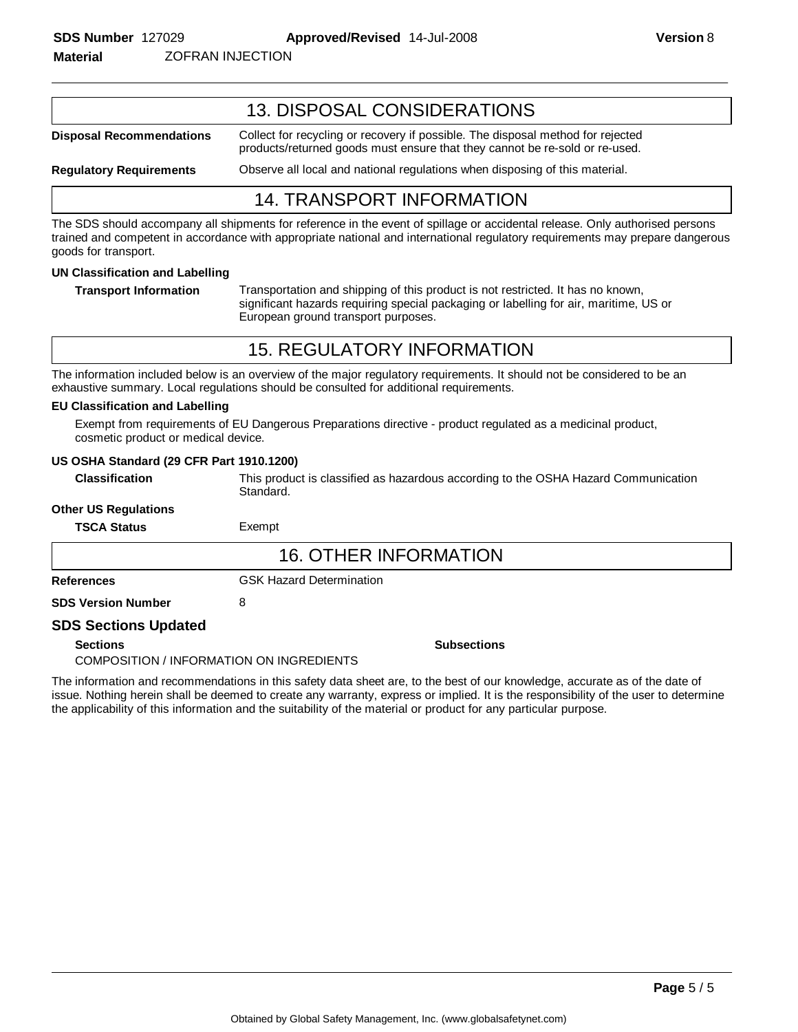## 13. DISPOSAL CONSIDERATIONS

**Disposal Recommendations** Collect for recycling or recovery if possible. The disposal method for rejected products/returned goods must ensure that they cannot be re-sold or re-used.

**Regulatory Requirements** Observe all local and national regulations when disposing of this material.

## 14. TRANSPORT INFORMATION

The SDS should accompany all shipments for reference in the event of spillage or accidental release. Only authorised persons trained and competent in accordance with appropriate national and international regulatory requirements may prepare dangerous goods for transport.

**UN Classification and Labelling**

**Transport Information** Transportation and shipping of this product is not restricted. It has no known, significant hazards requiring special packaging or labelling for air, maritime, US or European ground transport purposes.

## 15. REGULATORY INFORMATION

The information included below is an overview of the major regulatory requirements. It should not be considered to be an exhaustive summary. Local regulations should be consulted for additional requirements.

**EU Classification and Labelling**

Exempt from requirements of EU Dangerous Preparations directive - product regulated as a medicinal product, cosmetic product or medical device.

**US OSHA Standard (29 CFR Part 1910.1200)**

**Classification** This product is classified as hazardous according to the OSHA Hazard Communication Standard.

**Other US Regulations**

**TSCA Status** Exempt

## 16. OTHER INFORMATION

**References** GSK Hazard Determination

**SDS Version Number** 8

### SDS Sections Updated

| **Sections** | **Subsections** |
|---|---|
| COMPOSITION / INFORMATION ON INGREDIENTS | |

The information and recommendations in this safety data sheet are, to the best of our knowledge, accurate as of the date of issue. Nothing herein shall be deemed to create any warranty, express or implied. It is the responsibility of the user to determine the applicability of this information and the suitability of the material or product for any particular purpose.